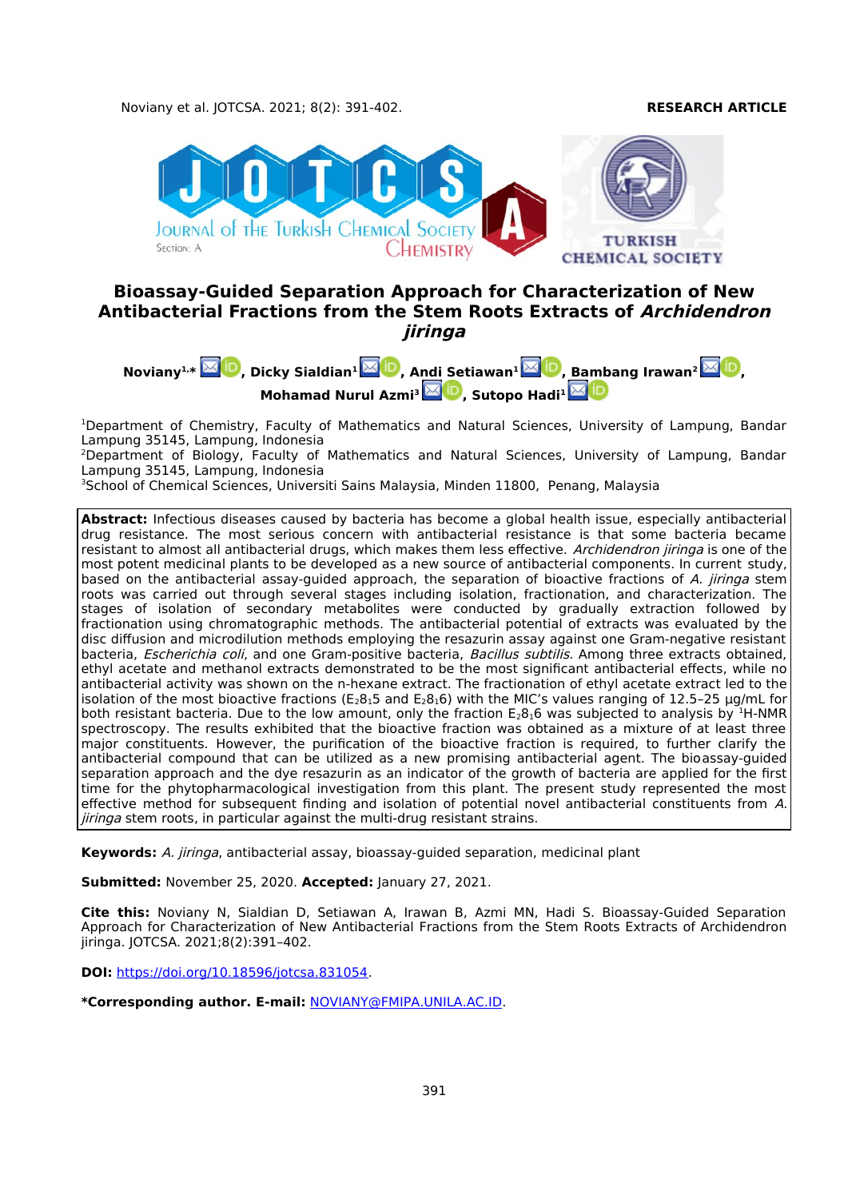**RESEARCH ARTICLE**

# Bioassay-Guided Separation Approach for Characterization of New Antibacterial Fractions from the Stem Roots Extracts of *Archidendron jiringa*

**Noviany[1,*], Dicky Sialdian[1], Andi Setiawan[1], Bambang Irawan[2], Mohamad Nurul Azmi[3], Sutopo Hadi[1]**

[1]Department of Chemistry, Faculty of Mathematics and Natural Sciences, University of Lampung, Bandar Lampung 35145, Lampung, Indonesia
[2]Department of Biology, Faculty of Mathematics and Natural Sciences, University of Lampung, Bandar Lampung 35145, Lampung, Indonesia
[3]School of Chemical Sciences, Universiti Sains Malaysia, Minden 11800, Penang, Malaysia

**Abstract:** Infectious diseases caused by bacteria has become a global health issue, especially antibacterial drug resistance. The most serious concern with antibacterial resistance is that some bacteria became resistant to almost all antibacterial drugs, which makes them less effective. *Archidendron jiringa* is one of the most potent medicinal plants to be developed as a new source of antibacterial components. In current study, based on the antibacterial assay-guided approach, the separation of bioactive fractions of *A. jiringa* stem roots was carried out through several stages including isolation, fractionation, and characterization. The stages of isolation of secondary metabolites were conducted by gradually extraction followed by fractionation using chromatographic methods. The antibacterial potential of extracts was evaluated by the disc diffusion and microdilution methods employing the resazurin assay against one Gram-negative resistant bacteria, *Escherichia coli*, and one Gram-positive bacteria, *Bacillus subtilis*. Among three extracts obtained, ethyl acetate and methanol extracts demonstrated to be the most significant antibacterial effects, while no antibacterial activity was shown on the n-hexane extract. The fractionation of ethyl acetate extract led to the isolation of the most bioactive fractions ($E_28_15$ and $E_28_16$) with the MIC's values ranging of 12.5–25 µg/mL for both resistant bacteria. Due to the low amount, only the fraction $E_28_16$ was subjected to analysis by $^1$H-NMR spectroscopy. The results exhibited that the bioactive fraction was obtained as a mixture of at least three major constituents. However, the purification of the bioactive fraction is required, to further clarify the antibacterial compound that can be utilized as a new promising antibacterial agent. The bioassay-guided separation approach and the dye resazurin as an indicator of the growth of bacteria are applied for the first time for the phytopharmacological investigation from this plant. The present study represented the most effective method for subsequent finding and isolation of potential novel antibacterial constituents from *A. jiringa* stem roots, in particular against the multi-drug resistant strains.

**Keywords:** *A. jiringa*, antibacterial assay, bioassay-guided separation, medicinal plant

**Submitted:** November 25, 2020. **Accepted:** January 27, 2021.

**Cite this:** Noviany N, Sialdian D, Setiawan A, Irawan B, Azmi MN, Hadi S. Bioassay-Guided Separation Approach for Characterization of New Antibacterial Fractions from the Stem Roots Extracts of Archidendron jiringa. JOTCSA. 2021;8(2):391–402.

**DOI:** https://doi.org/10.18596/jotcsa.831054.

***Corresponding author. E-mail:** NOVIANY@FMIPA.UNILA.AC.ID.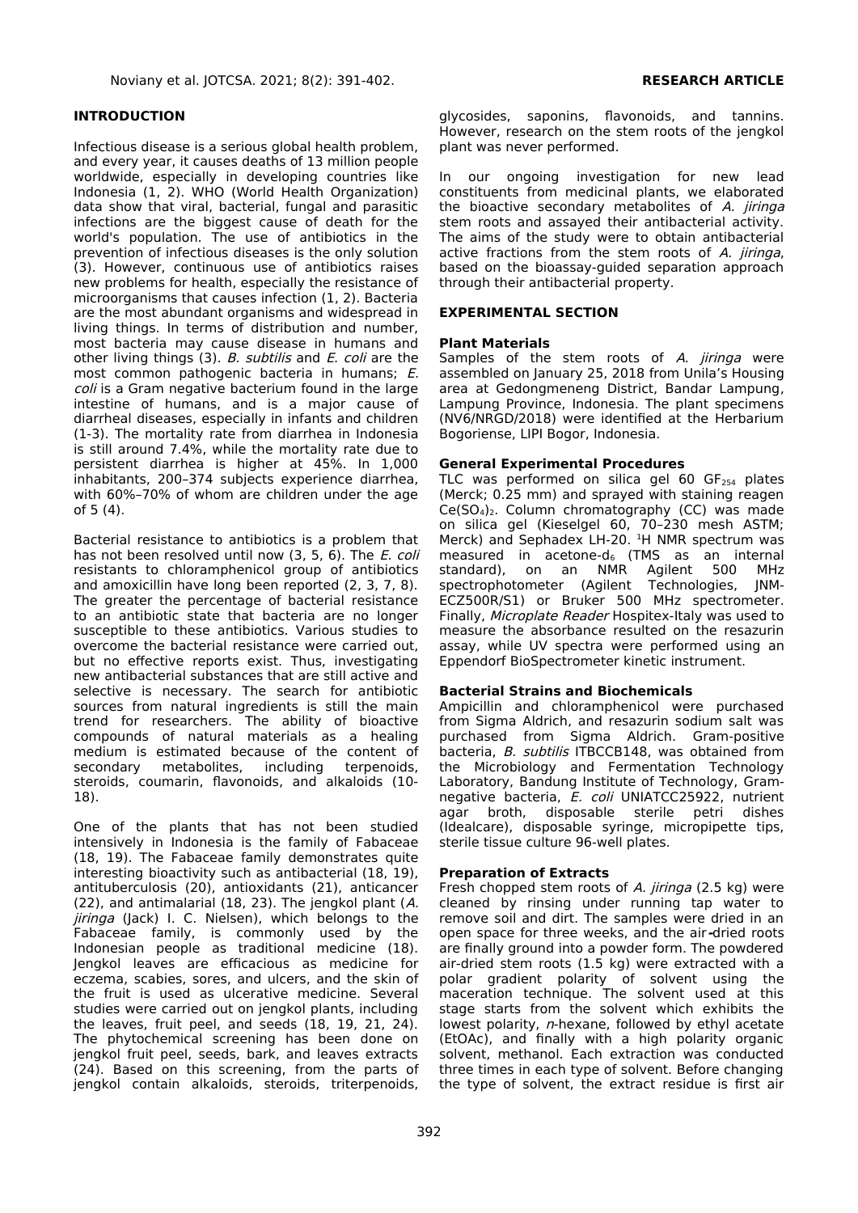## INTRODUCTION

Infectious disease is a serious global health problem, and every year, it causes deaths of 13 million people worldwide, especially in developing countries like Indonesia (1, 2). WHO (World Health Organization) data show that viral, bacterial, fungal and parasitic infections are the biggest cause of death for the world's population. The use of antibiotics in the prevention of infectious diseases is the only solution (3). However, continuous use of antibiotics raises new problems for health, especially the resistance of microorganisms that causes infection (1, 2). Bacteria are the most abundant organisms and widespread in living things. In terms of distribution and number, most bacteria may cause disease in humans and other living things (3). *B. subtilis* and *E. coli* are the most common pathogenic bacteria in humans; *E. coli* is a Gram negative bacterium found in the large intestine of humans, and is a major cause of diarrheal diseases, especially in infants and children (1-3). The mortality rate from diarrhea in Indonesia is still around 7.4%, while the mortality rate due to persistent diarrhea is higher at 45%. In 1,000 inhabitants, 200–374 subjects experience diarrhea, with 60%–70% of whom are children under the age of 5 (4).

Bacterial resistance to antibiotics is a problem that has not been resolved until now (3, 5, 6). The *E. coli* resistants to chloramphenicol group of antibiotics and amoxicillin have long been reported (2, 3, 7, 8). The greater the percentage of bacterial resistance to an antibiotic state that bacteria are no longer susceptible to these antibiotics. Various studies to overcome the bacterial resistance were carried out, but no effective reports exist. Thus, investigating new antibacterial substances that are still active and selective is necessary. The search for antibiotic sources from natural ingredients is still the main trend for researchers. The ability of bioactive compounds of natural materials as a healing medium is estimated because of the content of secondary metabolites, including terpenoids, steroids, coumarin, flavonoids, and alkaloids (10-18).

One of the plants that has not been studied intensively in Indonesia is the family of Fabaceae (18, 19). The Fabaceae family demonstrates quite interesting bioactivity such as antibacterial (18, 19), antituberculosis (20), antioxidants (21), anticancer (22), and antimalarial (18, 23). The jengkol plant (*A. jiringa* (Jack) I. C. Nielsen), which belongs to the Fabaceae family, is commonly used by the Indonesian people as traditional medicine (18). Jengkol leaves are efficacious as medicine for eczema, scabies, sores, and ulcers, and the skin of the fruit is used as ulcerative medicine. Several studies were carried out on jengkol plants, including the leaves, fruit peel, and seeds (18, 19, 21, 24). The phytochemical screening has been done on jengkol fruit peel, seeds, bark, and leaves extracts (24). Based on this screening, from the parts of jengkol contain alkaloids, steroids, triterpenoids, glycosides, saponins, flavonoids, and tannins. However, research on the stem roots of the jengkol plant was never performed.

In our ongoing investigation for new lead constituents from medicinal plants, we elaborated the bioactive secondary metabolites of *A. jiringa* stem roots and assayed their antibacterial activity. The aims of the study were to obtain antibacterial active fractions from the stem roots of *A. jiringa*, based on the bioassay-guided separation approach through their antibacterial property.

## EXPERIMENTAL SECTION

### Plant Materials

Samples of the stem roots of *A. jiringa* were assembled on January 25, 2018 from Unila's Housing area at Gedongmeneng District, Bandar Lampung, Lampung Province, Indonesia. The plant specimens (NV6/NRGD/2018) were identified at the Herbarium Bogoriense, LIPI Bogor, Indonesia.

### General Experimental Procedures

TLC was performed on silica gel 60 $GF_{254}$ plates (Merck; 0.25 mm) and sprayed with staining reagen $Ce(SO_4)_2$. Column chromatography (CC) was made on silica gel (Kieselgel 60, 70–230 mesh ASTM; Merck) and Sephadex LH-20. $^1$H NMR spectrum was measured in acetone-$d_6$ (TMS as an internal standard), on an NMR Agilent 500 MHz spectrophotometer (Agilent Technologies, JNM-ECZ500R/S1) or Bruker 500 MHz spectrometer. Finally, *Microplate Reader* Hospitex-Italy was used to measure the absorbance resulted on the resazurin assay, while UV spectra were performed using an Eppendorf BioSpectrometer kinetic instrument.

### Bacterial Strains and Biochemicals

Ampicillin and chloramphenicol were purchased from Sigma Aldrich, and resazurin sodium salt was purchased from Sigma Aldrich. Gram-positive bacteria, *B. subtilis* ITBCCB148, was obtained from the Microbiology and Fermentation Technology Laboratory, Bandung Institute of Technology, Gram-negative bacteria, *E. coli* UNIATCC25922, nutrient agar broth, disposable sterile petri dishes (Idealcare), disposable syringe, micropipette tips, sterile tissue culture 96-well plates.

### Preparation of Extracts

Fresh chopped stem roots of *A. jiringa* (2.5 kg) were cleaned by rinsing under running tap water to remove soil and dirt. The samples were dried in an open space for three weeks, and the air-dried roots are finally ground into a powder form. The powdered air-dried stem roots (1.5 kg) were extracted with a polar gradient polarity of solvent using the maceration technique. The solvent used at this stage starts from the solvent which exhibits the lowest polarity, *n*-hexane, followed by ethyl acetate (EtOAc), and finally with a high polarity organic solvent, methanol. Each extraction was conducted three times in each type of solvent. Before changing the type of solvent, the extract residue is first air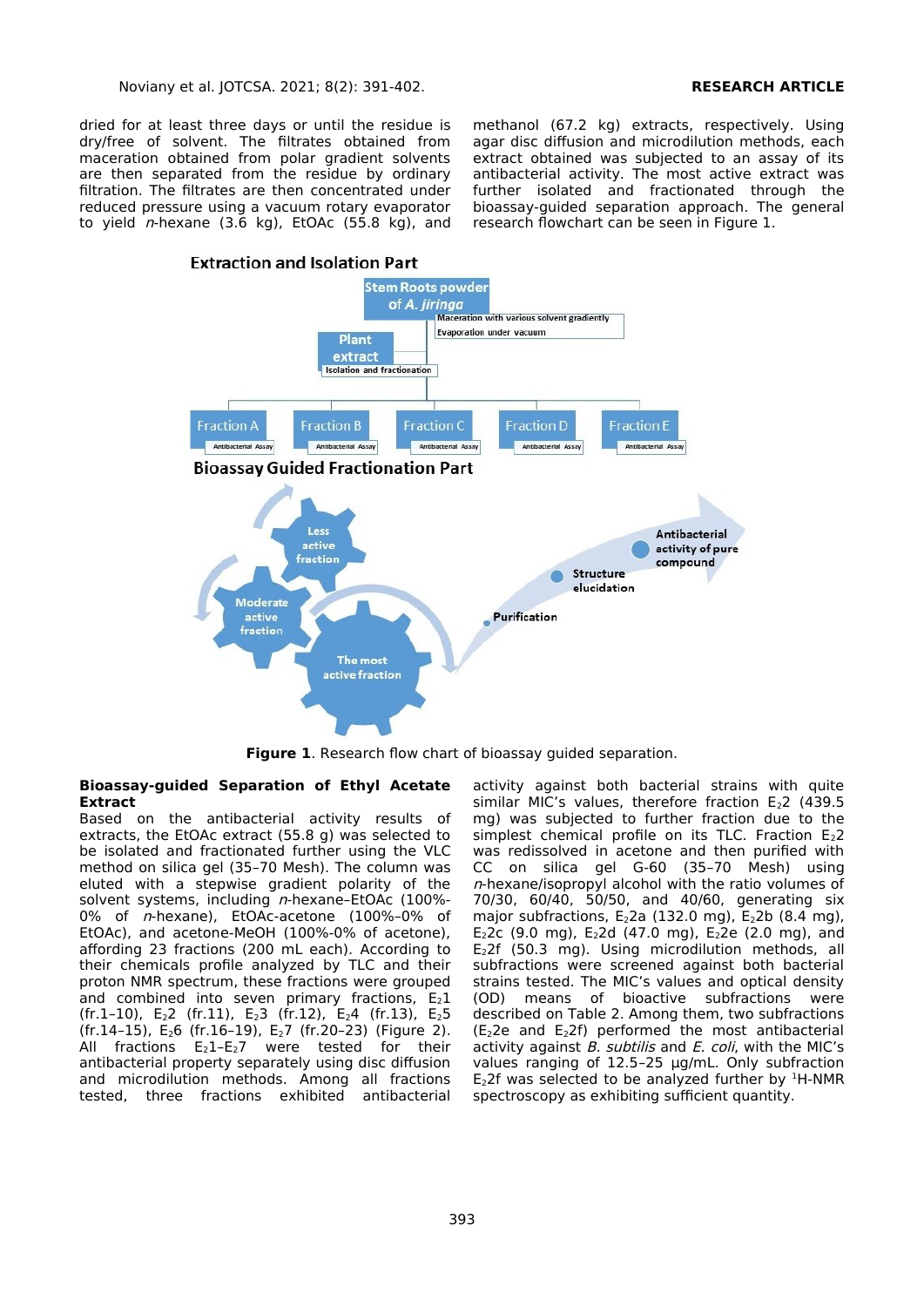dried for at least three days or until the residue is dry/free of solvent. The filtrates obtained from maceration obtained from polar gradient solvents are then separated from the residue by ordinary filtration. The filtrates are then concentrated under reduced pressure using a vacuum rotary evaporator to yield *n*-hexane (3.6 kg), EtOAc (55.8 kg), and methanol (67.2 kg) extracts, respectively. Using agar disc diffusion and microdilution methods, each extract obtained was subjected to an assay of its antibacterial activity. The most active extract was further isolated and fractionated through the bioassay-guided separation approach. The general research flowchart can be seen in Figure 1.

**Figure 1**. Research flow chart of bioassay guided separation.

**Bioassay-guided Separation of Ethyl Acetate Extract**

Based on the antibacterial activity results of extracts, the EtOAc extract (55.8 g) was selected to be isolated and fractionated further using the VLC method on silica gel (35–70 Mesh). The column was eluted with a stepwise gradient polarity of the solvent systems, including *n*-hexane–EtOAc (100%-0% of *n*-hexane), EtOAc-acetone (100%–0% of EtOAc), and acetone-MeOH (100%-0% of acetone), affording 23 fractions (200 mL each). According to their chemicals profile analyzed by TLC and their proton NMR spectrum, these fractions were grouped and combined into seven primary fractions, $E_21$ (fr.1–10), $E_22$ (fr.11), $E_23$ (fr.12), $E_24$ (fr.13), $E_25$ (fr.14–15), $E_26$ (fr.16–19), $E_27$ (fr.20–23) (Figure 2). All fractions $E_21$–$E_27$ were tested for their antibacterial property separately using disc diffusion and microdilution methods. Among all fractions tested, three fractions exhibited antibacterial activity against both bacterial strains with quite similar MIC's values, therefore fraction $E_22$ (439.5 mg) was subjected to further fraction due to the simplest chemical profile on its TLC. Fraction $E_22$ was redissolved in acetone and then purified with CC on silica gel G-60 (35–70 Mesh) using *n*-hexane/isopropyl alcohol with the ratio volumes of 70/30, 60/40, 50/50, and 40/60, generating six major subfractions, $E_22a$ (132.0 mg), $E_22b$ (8.4 mg), $E_22c$ (9.0 mg), $E_22d$ (47.0 mg), $E_22e$ (2.0 mg), and $E_22f$ (50.3 mg). Using microdilution methods, all subfractions were screened against both bacterial strains tested. The MIC's values and optical density (OD) means of bioactive subfractions were described on Table 2. Among them, two subfractions ($E_22e$ and $E_22f$) performed the most antibacterial activity against *B. subtilis* and *E. coli*, with the MIC's values ranging of 12.5–25 µg/mL. Only subfraction $E_22f$ was selected to be analyzed further by $^1$H-NMR spectroscopy as exhibiting sufficient quantity.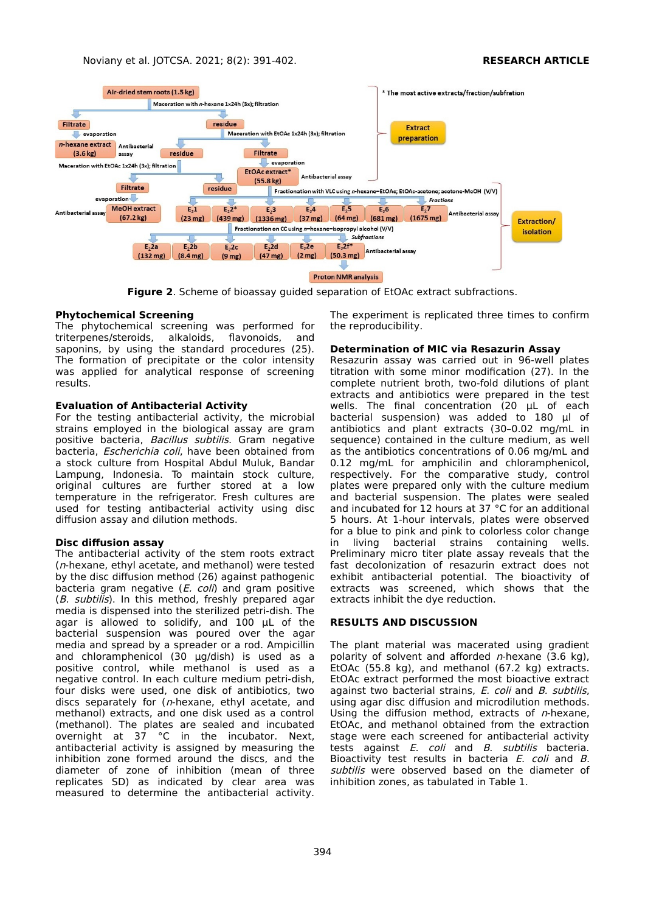**Figure 2**. Scheme of bioassay guided separation of EtOAc extract subfractions.

### Phytochemical Screening

The phytochemical screening was performed for triterpenes/steroids, alkaloids, flavonoids, and saponins, by using the standard procedures (25). The formation of precipitate or the color intensity was applied for analytical response of screening results.

### Evaluation of Antibacterial Activity

For the testing antibacterial activity, the microbial strains employed in the biological assay are gram positive bacteria, *Bacillus subtilis*. Gram negative bacteria, *Escherichia coli*, have been obtained from a stock culture from Hospital Abdul Muluk, Bandar Lampung, Indonesia. To maintain stock culture, original cultures are further stored at a low temperature in the refrigerator. Fresh cultures are used for testing antibacterial activity using disc diffusion assay and dilution methods.

### Disc diffusion assay

The antibacterial activity of the stem roots extract (*n*-hexane, ethyl acetate, and methanol) were tested by the disc diffusion method (26) against pathogenic bacteria gram negative (*E. coli*) and gram positive (*B. subtilis*). In this method, freshly prepared agar media is dispensed into the sterilized petri-dish. The agar is allowed to solidify, and 100 µL of the bacterial suspension was poured over the agar media and spread by a spreader or a rod. Ampicillin and chloramphenicol (30 µg/dish) is used as a positive control, while methanol is used as a negative control. In each culture medium petri-dish, four disks were used, one disk of antibiotics, two discs separately for (*n*-hexane, ethyl acetate, and methanol) extracts, and one disk used as a control (methanol). The plates are sealed and incubated overnight at 37 °C in the incubator. Next, antibacterial activity is assigned by measuring the inhibition zone formed around the discs, and the diameter of zone of inhibition (mean of three replicates SD) as indicated by clear area was measured to determine the antibacterial activity. The experiment is replicated three times to confirm the reproducibility.

### Determination of MIC via Resazurin Assay

Resazurin assay was carried out in 96-well plates titration with some minor modification (27). In the complete nutrient broth, two-fold dilutions of plant extracts and antibiotics were prepared in the test wells. The final concentration (20 µL of each bacterial suspension) was added to 180 µl of antibiotics and plant extracts (30–0.02 mg/mL in sequence) contained in the culture medium, as well as the antibiotics concentrations of 0.06 mg/mL and 0.12 mg/mL for amphicilin and chloramphenicol, respectively. For the comparative study, control plates were prepared only with the culture medium and bacterial suspension. The plates were sealed and incubated for 12 hours at 37 °C for an additional 5 hours. At 1-hour intervals, plates were observed for a blue to pink and pink to colorless color change in living bacterial strains containing wells. Preliminary micro titer plate assay reveals that the fast decolonization of resazurin extract does not exhibit antibacterial potential. The bioactivity of extracts was screened, which shows that the extracts inhibit the dye reduction.

## RESULTS AND DISCUSSION

The plant material was macerated using gradient polarity of solvent and afforded *n*-hexane (3.6 kg), EtOAc (55.8 kg), and methanol (67.2 kg) extracts. EtOAc extract performed the most bioactive extract against two bacterial strains, *E. coli* and *B. subtilis*, using agar disc diffusion and microdilution methods. Using the diffusion method, extracts of *n*-hexane, EtOAc, and methanol obtained from the extraction stage were each screened for antibacterial activity tests against *E. coli* and *B. subtilis* bacteria. Bioactivity test results in bacteria *E. coli* and *B. subtilis* were observed based on the diameter of inhibition zones, as tabulated in Table 1.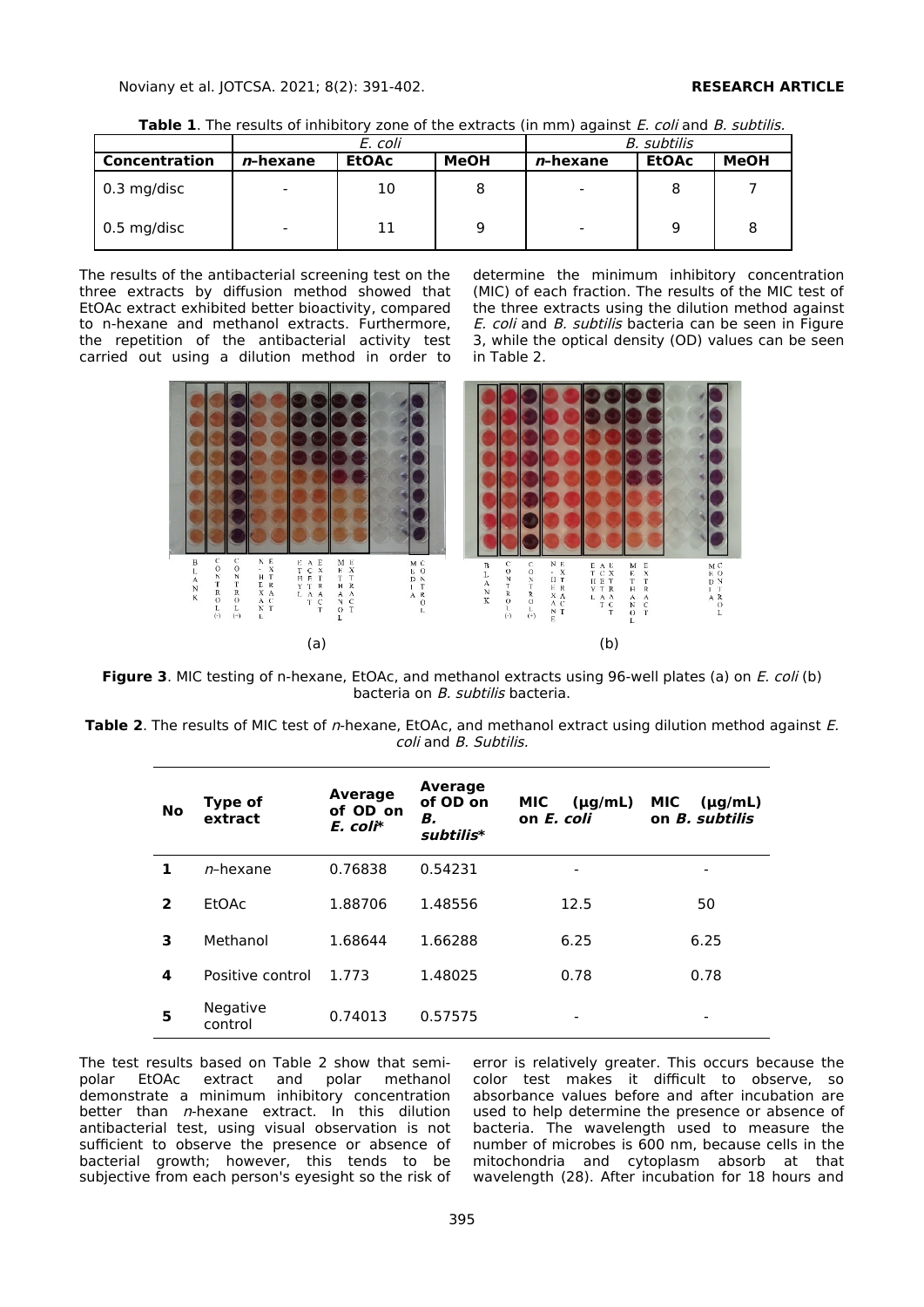**Table 1**. The results of inhibitory zone of the extracts (in mm) against *E. coli* and *B. subtilis*.

| | *E. coli* | | | *B. subtilis* | | |
|---|---|---|---|---|---|---|
| **Concentration** | ***n*-hexane** | **EtOAc** | **MeOH** | ***n*-hexane** | **EtOAc** | **MeOH** |
| 0.3 mg/disc | - | 10 | 8 | - | 8 | 7 |
| 0.5 mg/disc | - | 11 | 9 | - | 9 | 8 |

The results of the antibacterial screening test on the three extracts by diffusion method showed that EtOAc extract exhibited better bioactivity, compared to n-hexane and methanol extracts. Furthermore, the repetition of the antibacterial activity test carried out using a dilution method in order to determine the minimum inhibitory concentration (MIC) of each fraction. The results of the MIC test of the three extracts using the dilution method against *E. coli* and *B. subtilis* bacteria can be seen in Figure 3, while the optical density (OD) values can be seen in Table 2.

**Figure 3**. MIC testing of n-hexane, EtOAc, and methanol extracts using 96-well plates (a) on *E. coli* (b) bacteria on *B. subtilis* bacteria.

**Table 2**. The results of MIC test of *n*-hexane, EtOAc, and methanol extract using dilution method against *E. coli* and *B. Subtilis.*

| **No** | **Type of extract** | **Average of OD on *E. coli*\*** | **Average of OD on *B. subtilis*\*** | **MIC (µg/mL) on *E. coli*** | **MIC (µg/mL) on *B. subtilis*** |
|---|---|---|---|---|---|
| **1** | *n*–hexane | 0.76838 | 0.54231 | - | - |
| **2** | EtOAc | 1.88706 | 1.48556 | 12.5 | 50 |
| **3** | Methanol | 1.68644 | 1.66288 | 6.25 | 6.25 |
| **4** | Positive control | 1.773 | 1.48025 | 0.78 | 0.78 |
| **5** | Negative control | 0.74013 | 0.57575 | - | - |

The test results based on Table 2 show that semi-polar EtOAc extract and polar methanol demonstrate a minimum inhibitory concentration better than *n*-hexane extract. In this dilution antibacterial test, using visual observation is not sufficient to observe the presence or absence of bacterial growth; however, this tends to be subjective from each person's eyesight so the risk of error is relatively greater. This occurs because the color test makes it difficult to observe, so absorbance values before and after incubation are used to help determine the presence or absence of bacteria. The wavelength used to measure the number of microbes is 600 nm, because cells in the mitochondria and cytoplasm absorb at that wavelength (28). After incubation for 18 hours and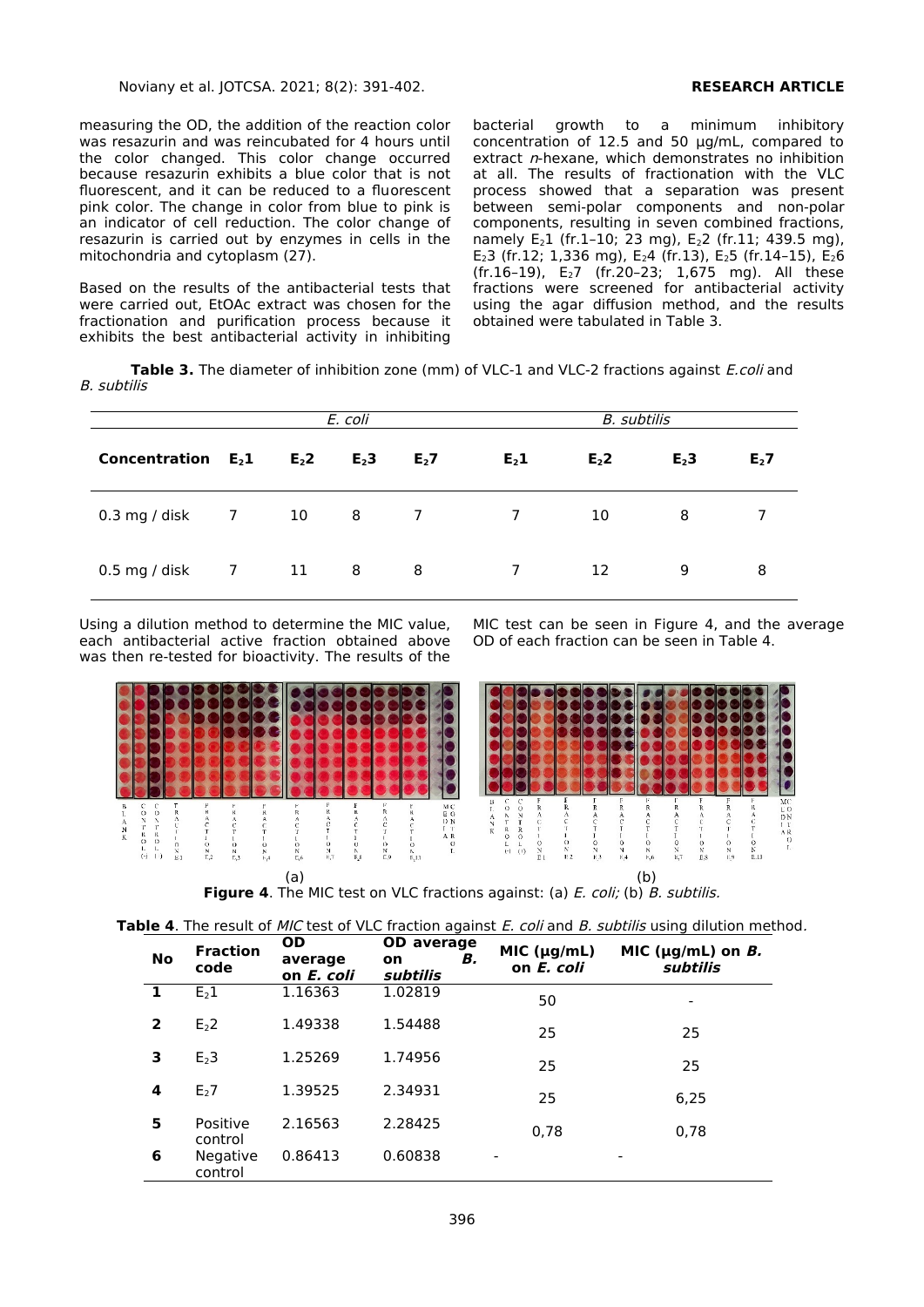measuring the OD, the addition of the reaction color was resazurin and was reincubated for 4 hours until the color changed. This color change occurred because resazurin exhibits a blue color that is not fluorescent, and it can be reduced to a fluorescent pink color. The change in color from blue to pink is an indicator of cell reduction. The color change of resazurin is carried out by enzymes in cells in the mitochondria and cytoplasm (27).

Based on the results of the antibacterial tests that were carried out, EtOAc extract was chosen for the fractionation and purification process because it exhibits the best antibacterial activity in inhibiting bacterial growth to a minimum inhibitory concentration of 12.5 and 50 μg/mL, compared to extract *n*-hexane, which demonstrates no inhibition at all. The results of fractionation with the VLC process showed that a separation was present between semi-polar components and non-polar components, resulting in seven combined fractions, namely $E_2$1 (fr.1–10; 23 mg), $E_2$2 (fr.11; 439.5 mg), $E_2$3 (fr.12; 1,336 mg), $E_2$4 (fr.13), $E_2$5 (fr.14–15), $E_2$6 (fr.16–19), $E_2$7 (fr.20–23; 1,675 mg). All these fractions were screened for antibacterial activity using the agar diffusion method, and the results obtained were tabulated in Table 3.

**Table 3.** The diameter of inhibition zone (mm) of VLC-1 and VLC-2 fractions against *E.coli* and *B. subtilis*

| | *E. coli* | | | | *B. subtilis* | | | |
|---|---|---|---|---|---|---|---|---|
| **Concentration** | **$E_2$1** | **$E_2$2** | **$E_2$3** | **$E_2$7** | **$E_2$1** | **$E_2$2** | **$E_2$3** | **$E_2$7** |
| 0.3 mg / disk | 7 | 10 | 8 | 7 | 7 | 10 | 8 | 7 |
| 0.5 mg / disk | 7 | 11 | 8 | 8 | 7 | 12 | 9 | 8 |

Using a dilution method to determine the MIC value, each antibacterial active fraction obtained above was then re-tested for bioactivity. The results of the MIC test can be seen in Figure 4, and the average OD of each fraction can be seen in Table 4.

(a) (b)

**Figure 4**. The MIC test on VLC fractions against: (a) *E. coli;* (b) *B. subtilis.*

**Table 4**. The result of *MIC* test of VLC fraction against *E. coli* and *B. subtilis* using dilution method.

| No | Fraction code | OD average on *E. coli* | OD average on *B. subtilis* | MIC (μg/mL) on *E. coli* | MIC (μg/mL) on *B. subtilis* |
|---|---|---|---|---|---|
| 1 | $E_2$1 | 1.16363 | 1.02819 | 50 | - |
| 2 | $E_2$2 | 1.49338 | 1.54488 | 25 | 25 |
| 3 | $E_2$3 | 1.25269 | 1.74956 | 25 | 25 |
| 4 | $E_2$7 | 1.39525 | 2.34931 | 25 | 6,25 |
| 5 | Positive control | 2.16563 | 2.28425 | 0,78 | 0,78 |
| 6 | Negative control | 0.86413 | 0.60838 | - | - |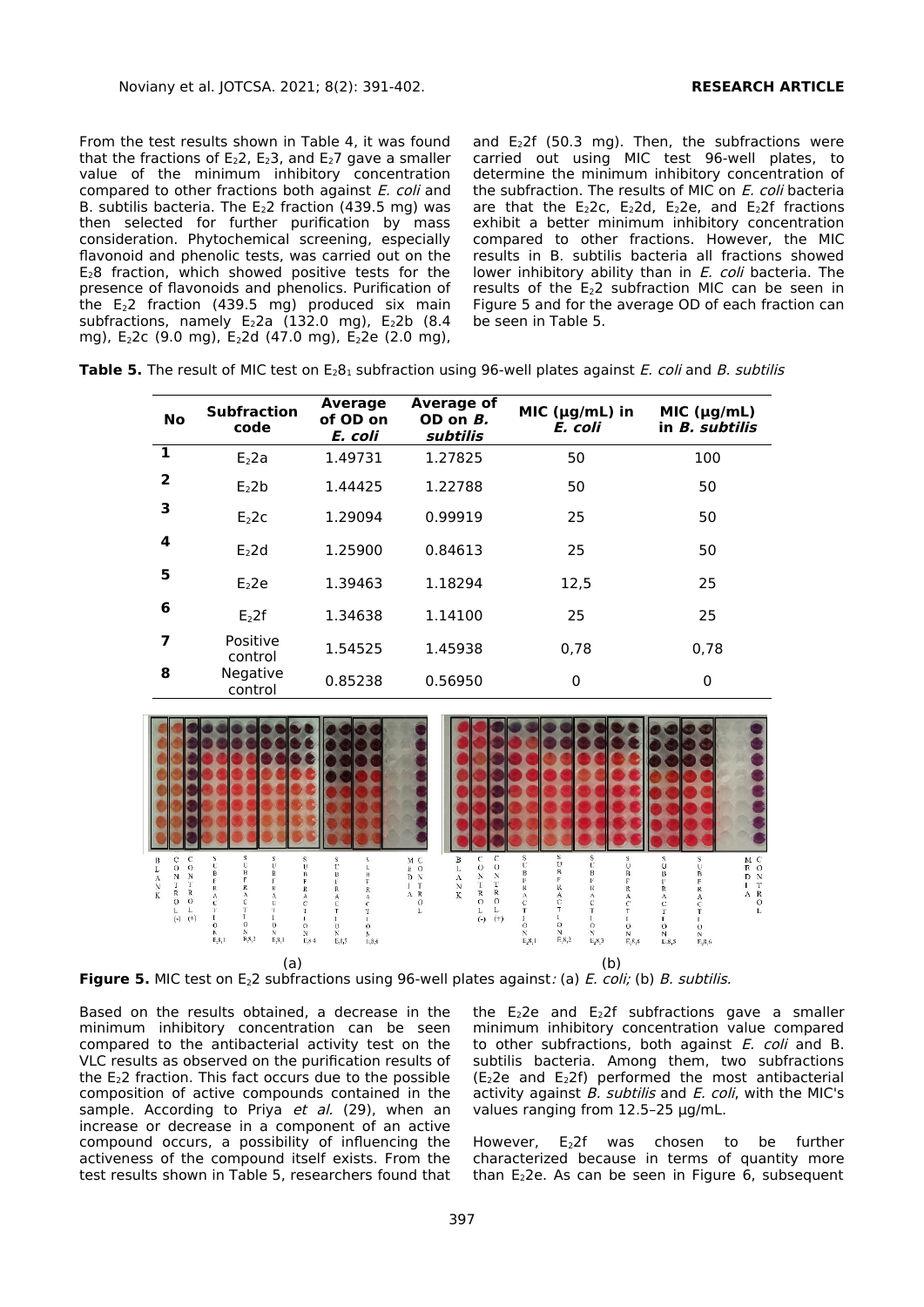From the test results shown in Table 4, it was found that the fractions of $E_2 2$, $E_2 3$, and $E_2 7$ gave a smaller value of the minimum inhibitory concentration compared to other fractions both against *E. coli* and B. subtilis bacteria. The $E_2 2$ fraction (439.5 mg) was then selected for further purification by mass consideration. Phytochemical screening, especially flavonoid and phenolic tests, was carried out on the $E_2 8$ fraction, which showed positive tests for the presence of flavonoids and phenolics. Purification of the $E_2 2$ fraction (439.5 mg) produced six main subfractions, namely $E_2 2a$ (132.0 mg), $E_2 2b$ (8.4 mg), $E_2 2c$ (9.0 mg), $E_2 2d$ (47.0 mg), $E_2 2e$ (2.0 mg), and $E_2 2f$ (50.3 mg). Then, the subfractions were carried out using MIC test 96-well plates, to determine the minimum inhibitory concentration of the subfraction. The results of MIC on *E. coli* bacteria are that the $E_2 2c$, $E_2 2d$, $E_2 2e$, and $E_2 2f$ fractions exhibit a better minimum inhibitory concentration compared to other fractions. However, the MIC results in B. subtilis bacteria all fractions showed lower inhibitory ability than in *E. coli* bacteria. The results of the $E_2 2$ subfraction MIC can be seen in Figure 5 and for the average OD of each fraction can be seen in Table 5.

**Table 5.** The result of MIC test on $E_2 8_1$ subfraction using 96-well plates against *E. coli* and *B. subtilis*

| No | Subfraction code | Average of OD on *E. coli* | Average of OD on *B. subtilis* | MIC (µg/mL) in *E. coli* | MIC (µg/mL) in *B. subtilis* |
|---|---|---|---|---|---|
| 1 | $E_2 2a$ | 1.49731 | 1.27825 | 50 | 100 |
| 2 | $E_2 2b$ | 1.44425 | 1.22788 | 50 | 50 |
| 3 | $E_2 2c$ | 1.29094 | 0.99919 | 25 | 50 |
| 4 | $E_2 2d$ | 1.25900 | 0.84613 | 25 | 50 |
| 5 | $E_2 2e$ | 1.39463 | 1.18294 | 12,5 | 25 |
| 6 | $E_2 2f$ | 1.34638 | 1.14100 | 25 | 25 |
| 7 | Positive control | 1.54525 | 1.45938 | 0,78 | 0,78 |
| 8 | Negative control | 0.85238 | 0.56950 | 0 | 0 |

(a) (b)

**Figure 5.** MIC test on $E_2 2$ subfractions using 96-well plates against: (a) *E. coli;* (b) *B. subtilis.*

Based on the results obtained, a decrease in the minimum inhibitory concentration can be seen compared to the antibacterial activity test on the VLC results as observed on the purification results of the $E_2 2$ fraction. This fact occurs due to the possible composition of active compounds contained in the sample. According to Priya *et al.* (29), when an increase or decrease in a component of an active compound occurs, a possibility of influencing the activeness of the compound itself exists. From the test results shown in Table 5, researchers found that the $E_2 2e$ and $E_2 2f$ subfractions gave a smaller minimum inhibitory concentration value compared to other subfractions, both against *E. coli* and B. subtilis bacteria. Among them, two subfractions ($E_2 2e$ and $E_2 2f$) performed the most antibacterial activity against *B. subtilis* and *E. coli*, with the MIC's values ranging from 12.5–25 µg/mL.

However, $E_2 2f$ was chosen to be further characterized because in terms of quantity more than $E_2 2e$. As can be seen in Figure 6, subsequent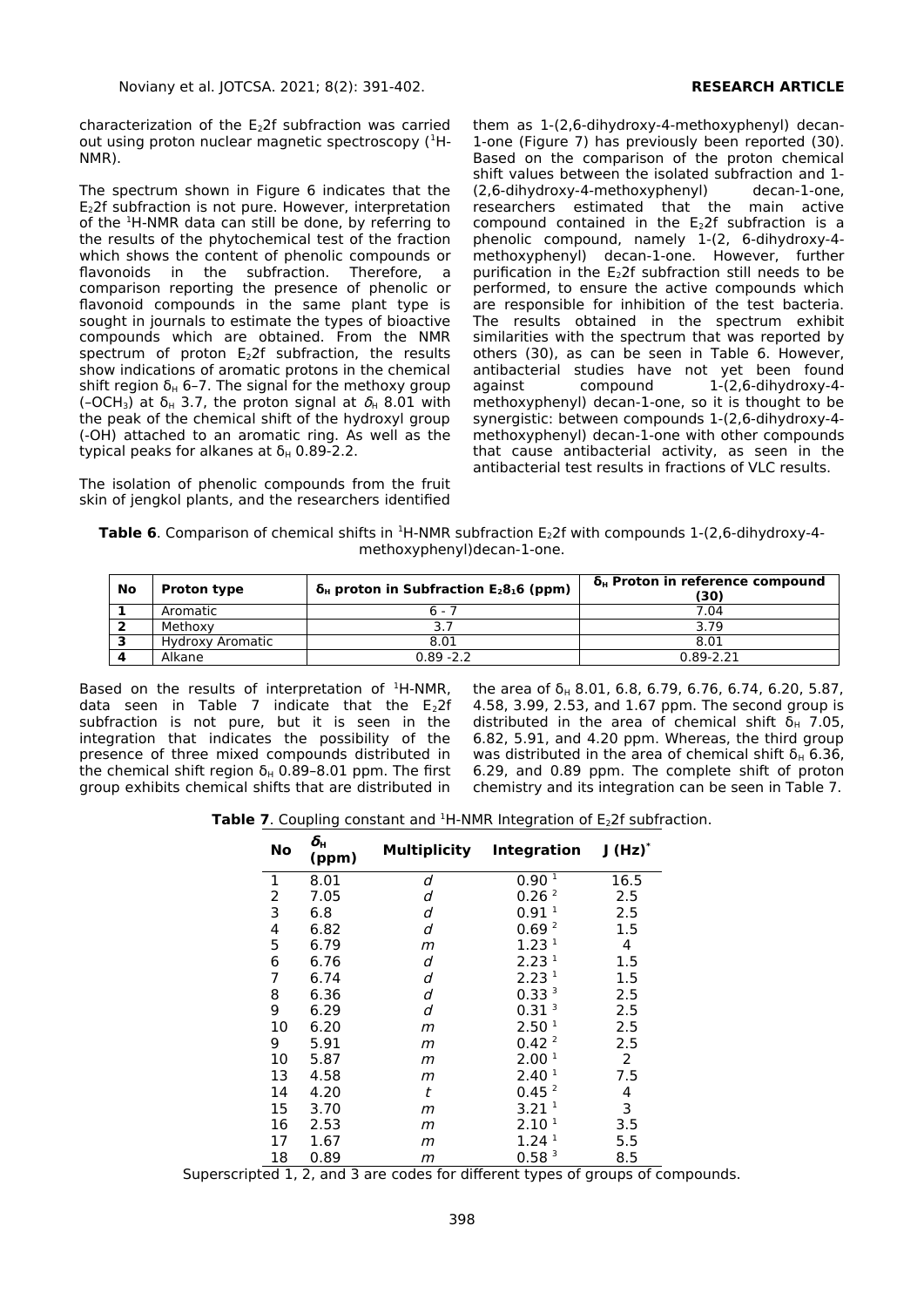characterization of the $E_2$2f subfraction was carried out using proton nuclear magnetic spectroscopy ($^1$H-NMR).

The spectrum shown in Figure 6 indicates that the $E_2$2f subfraction is not pure. However, interpretation of the $^1$H-NMR data can still be done, by referring to the results of the phytochemical test of the fraction which shows the content of phenolic compounds or flavonoids in the subfraction. Therefore, a comparison reporting the presence of phenolic or flavonoid compounds in the same plant type is sought in journals to estimate the types of bioactive compounds which are obtained. From the NMR spectrum of proton $E_2$2f subfraction, the results show indications of aromatic protons in the chemical shift region $\delta_H$ 6–7. The signal for the methoxy group ($–OCH_3$) at $\delta_H$ 3.7, the proton signal at $\delta_H$ 8.01 with the peak of the chemical shift of the hydroxyl group (-OH) attached to an aromatic ring. As well as the typical peaks for alkanes at $\delta_H$ 0.89-2.2.

The isolation of phenolic compounds from the fruit skin of jengkol plants, and the researchers identified them as 1-(2,6-dihydroxy-4-methoxyphenyl) decan-1-one (Figure 7) has previously been reported (30). Based on the comparison of the proton chemical shift values between the isolated subfraction and 1-(2,6-dihydroxy-4-methoxyphenyl) decan-1-one, researchers estimated that the main active compound contained in the $E_2$2f subfraction is a phenolic compound, namely 1-(2, 6-dihydroxy-4-methoxyphenyl) decan-1-one. However, further purification in the $E_2$2f subfraction still needs to be performed, to ensure the active compounds which are responsible for inhibition of the test bacteria. The results obtained in the spectrum exhibit similarities with the spectrum that was reported by others (30), as can be seen in Table 6. However, antibacterial studies have not yet been found against compound 1-(2,6-dihydroxy-4-methoxyphenyl) decan-1-one, so it is thought to be synergistic: between compounds 1-(2,6-dihydroxy-4-methoxyphenyl) decan-1-one with other compounds that cause antibacterial activity, as seen in the antibacterial test results in fractions of VLC results.

**Table 6**. Comparison of chemical shifts in $^1$H-NMR subfraction $E_2$2f with compounds 1-(2,6-dihydroxy-4-methoxyphenyl)decan-1-one.

| No | Proton type | $\delta_H$ proton in Subfraction $E_28_16$ (ppm) | $\delta_H$ Proton in reference compound (30) |
|---|---|---|---|
| 1 | Aromatic | 6 - 7 | 7.04 |
| 2 | Methoxy | 3.7 | 3.79 |
| 3 | Hydroxy Aromatic | 8.01 | 8.01 |
| 4 | Alkane | 0.89 -2.2 | 0.89-2.21 |

Based on the results of interpretation of $^1$H-NMR, data seen in Table 7 indicate that the $E_2$2f subfraction is not pure, but it is seen in the integration that indicates the possibility of the presence of three mixed compounds distributed in the chemical shift region $\delta_H$ 0.89–8.01 ppm. The first group exhibits chemical shifts that are distributed in the area of $\delta_H$ 8.01, 6.8, 6.79, 6.76, 6.74, 6.20, 5.87, 4.58, 3.99, 2.53, and 1.67 ppm. The second group is distributed in the area of chemical shift $\delta_H$ 7.05, 6.82, 5.91, and 4.20 ppm. Whereas, the third group was distributed in the area of chemical shift $\delta_H$ 6.36, 6.29, and 0.89 ppm. The complete shift of proton chemistry and its integration can be seen in Table 7.

**Table 7**. Coupling constant and $^1$H-NMR Integration of $E_2$2f subfraction.

| No | $\delta_H$ (ppm) | Multiplicity | Integration | J (Hz)* |
|---|---|---|---|---|
| 1 | 8.01 | *d* | 0.90 [1] | 16.5 |
| 2 | 7.05 | *d* | 0.26 [2] | 2.5 |
| 3 | 6.8 | *d* | 0.91 [1] | 2.5 |
| 4 | 6.82 | *d* | 0.69 [2] | 1.5 |
| 5 | 6.79 | *m* | 1.23 [1] | 4 |
| 6 | 6.76 | *d* | 2.23 [1] | 1.5 |
| 7 | 6.74 | *d* | 2.23 [1] | 1.5 |
| 8 | 6.36 | *d* | 0.33 [3] | 2.5 |
| 9 | 6.29 | *d* | 0.31 [3] | 2.5 |
| 10 | 6.20 | *m* | 2.50 [1] | 2.5 |
| 9 | 5.91 | *m* | 0.42 [2] | 2.5 |
| 10 | 5.87 | *m* | 2.00 [1] | 2 |
| 13 | 4.58 | *m* | 2.40 [1] | 7.5 |
| 14 | 4.20 | *t* | 0.45 [2] | 4 |
| 15 | 3.70 | *m* | 3.21 [1] | 3 |
| 16 | 2.53 | *m* | 2.10 [1] | 3.5 |
| 17 | 1.67 | *m* | 1.24 [1] | 5.5 |
| 18 | 0.89 | *m* | 0.58 [3] | 8.5 |

Superscripted 1, 2, and 3 are codes for different types of groups of compounds.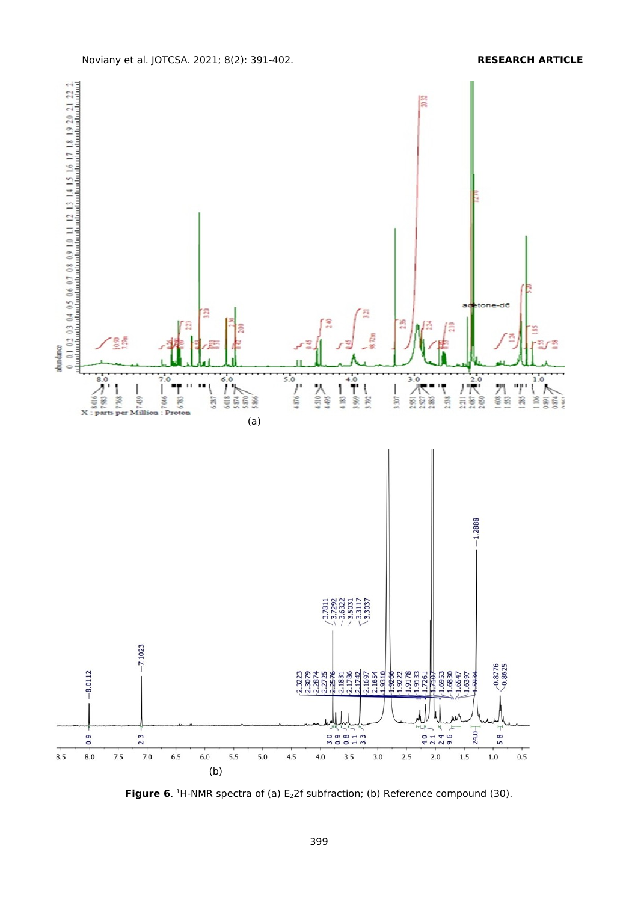(a)

(b)

**Figure 6**. $^1$H-NMR spectra of (a) $E_2$2f subfraction; (b) Reference compound (30).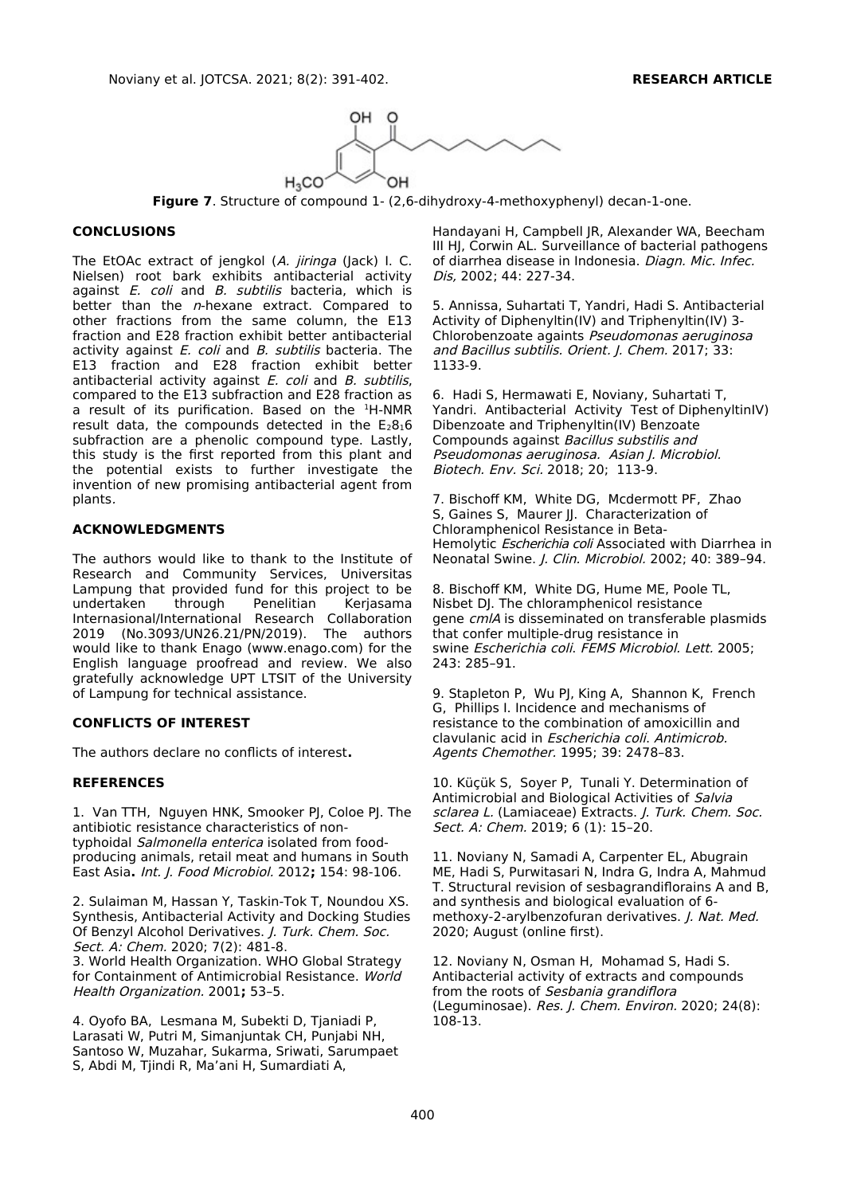**Figure 7**. Structure of compound 1- (2,6-dihydroxy-4-methoxyphenyl) decan-1-one.

## CONCLUSIONS

The EtOAc extract of jengkol (*A. jiringa* (Jack) I. C. Nielsen) root bark exhibits antibacterial activity against *E. coli* and *B. subtilis* bacteria, which is better than the *n*-hexane extract. Compared to other fractions from the same column, the E13 fraction and E28 fraction exhibit better antibacterial activity against *E. coli* and *B. subtilis* bacteria. The E13 fraction and E28 fraction exhibit better antibacterial activity against *E. coli* and *B. subtilis*, compared to the E13 subfraction and E28 fraction as a result of its purification. Based on the $^1$H-NMR result data, the compounds detected in the $E_28_16$ subfraction are a phenolic compound type. Lastly, this study is the first reported from this plant and the potential exists to further investigate the invention of new promising antibacterial agent from plants.

## ACKNOWLEDGMENTS

The authors would like to thank to the Institute of Research and Community Services, Universitas Lampung that provided fund for this project to be undertaken through Penelitian Kerjasama Internasional/International Research Collaboration 2019 (No.3093/UN26.21/PN/2019). The authors would like to thank Enago (www.enago.com) for the English language proofread and review. We also gratefully acknowledge UPT LTSIT of the University of Lampung for technical assistance.

## CONFLICTS OF INTEREST

The authors declare no conflicts of interest**.**

## REFERENCES

1. Van TTH, Nguyen HNK, Smooker PJ, Coloe PJ. The antibiotic resistance characteristics of non-typhoidal *Salmonella enterica* isolated from food-producing animals, retail meat and humans in South East Asia**.** *Int. J. Food Microbiol.* 2012**;** 154: 98-106.

2. Sulaiman M, Hassan Y, Taskin-Tok T, Noundou XS. Synthesis, Antibacterial Activity and Docking Studies Of Benzyl Alcohol Derivatives. *J. Turk. Chem. Soc. Sect. A: Chem.* 2020; 7(2): 481-8.

3. World Health Organization. WHO Global Strategy for Containment of Antimicrobial Resistance. *World Health Organization.* 2001**;** 53–5.

4. Oyofo BA, Lesmana M, Subekti D, Tjaniadi P, Larasati W, Putri M, Simanjuntak CH, Punjabi NH, Santoso W, Muzahar, Sukarma, Sriwati, Sarumpaet S, Abdi M, Tjindi R, Ma'ani H, Sumardiati A, Handayani H, Campbell JR, Alexander WA, Beecham III HJ, Corwin AL. Surveillance of bacterial pathogens of diarrhea disease in Indonesia. *Diagn. Mic. Infec. Dis,* 2002; 44: 227-34.

5. Annissa, Suhartati T, Yandri, Hadi S. Antibacterial Activity of Diphenyltin(IV) and Triphenyltin(IV) 3-Chlorobenzoate againts *Pseudomonas aeruginosa and Bacillus subtilis. Orient. J. Chem.* 2017; 33: 1133-9.

6. Hadi S, Hermawati E, Noviany, Suhartati T, Yandri. Antibacterial Activity Test of DiphenyltinIV) Dibenzoate and Triphenyltin(IV) Benzoate Compounds against *Bacillus substilis and Pseudomonas aeruginosa. Asian J. Microbiol. Biotech. Env. Sci.* 2018; 20; 113-9.

7. Bischoff KM, White DG, Mcdermott PF, Zhao S, Gaines S, Maurer JJ. Characterization of Chloramphenicol Resistance in Beta-Hemolytic *Escherichia coli* Associated with Diarrhea in Neonatal Swine. *J. Clin. Microbiol.* 2002; 40: 389–94.

8. Bischoff KM, White DG, Hume ME, Poole TL, Nisbet DJ. The chloramphenicol resistance gene *cmlA* is disseminated on transferable plasmids that confer multiple-drug resistance in swine *Escherichia coli*. *FEMS Microbiol. Lett.* 2005; 243: 285–91.

9. Stapleton P, Wu PJ, King A, Shannon K, French G, Phillips I. Incidence and mechanisms of resistance to the combination of amoxicillin and clavulanic acid in *Escherichia coli. Antimicrob. Agents Chemother.* 1995; 39: 2478–83.

10. Küçük S, Soyer P, Tunali Y. Determination of Antimicrobial and Biological Activities of *Salvia sclarea L.* (Lamiaceae) Extracts. *J. Turk. Chem. Soc. Sect. A: Chem.* 2019; 6 (1): 15–20.

11. Noviany N, Samadi A, Carpenter EL, Abugrain ME, Hadi S, Purwitasari N, Indra G, Indra A, Mahmud T. Structural revision of sesbagrandiflorains A and B, and synthesis and biological evaluation of 6-methoxy-2-arylbenzofuran derivatives. *J. Nat. Med.* 2020; August (online first).

12. Noviany N, Osman H, Mohamad S, Hadi S. Antibacterial activity of extracts and compounds from the roots of *Sesbania grandiflora* (Leguminosae). *Res. J. Chem. Environ.* 2020; 24(8): 108-13.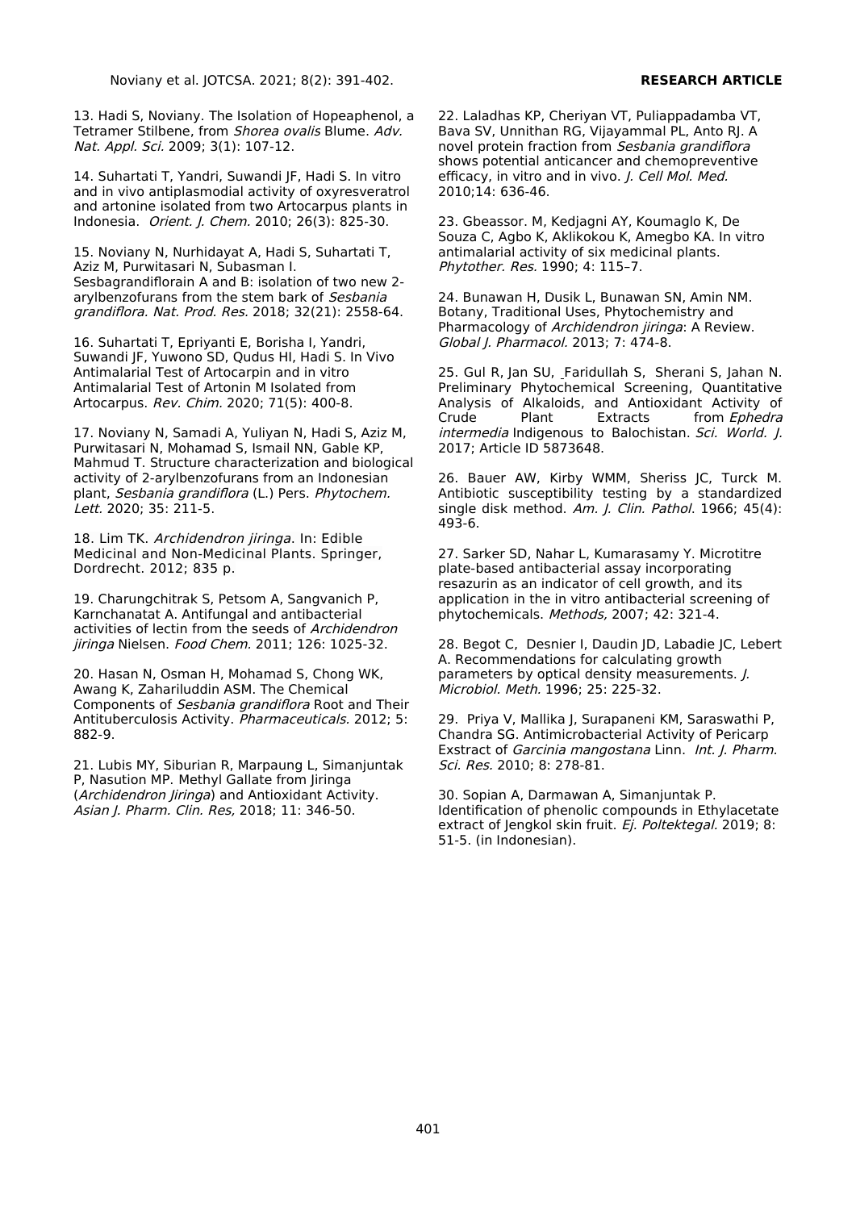13. Hadi S, Noviany. The Isolation of Hopeaphenol, a Tetramer Stilbene, from *Shorea ovalis* Blume. *Adv. Nat. Appl. Sci.* 2009; 3(1): 107-12.

14. Suhartati T, Yandri, Suwandi JF, Hadi S. In vitro and in vivo antiplasmodial activity of oxyresveratrol and artonine isolated from two Artocarpus plants in Indonesia. *Orient. J. Chem.* 2010; 26(3): 825-30.

15. Noviany N, Nurhidayat A, Hadi S, Suhartati T, Aziz M, Purwitasari N, Subasman I. Sesbagrandiflorain A and B: isolation of two new 2-arylbenzofurans from the stem bark of *Sesbania grandiflora. Nat. Prod. Res.* 2018; 32(21): 2558-64.

16. Suhartati T, Epriyanti E, Borisha I, Yandri, Suwandi JF, Yuwono SD, Qudus HI, Hadi S. In Vivo Antimalarial Test of Artocarpin and in vitro Antimalarial Test of Artonin M Isolated from Artocarpus. *Rev. Chim.* 2020; 71(5): 400-8.

17. Noviany N, Samadi A, Yuliyan N, Hadi S, Aziz M, Purwitasari N, Mohamad S, Ismail NN, Gable KP, Mahmud T. Structure characterization and biological activity of 2-arylbenzofurans from an Indonesian plant, *Sesbania grandiflora* (L.) Pers. *Phytochem. Lett.* 2020; 35: 211-5.

18. Lim TK. *Archidendron jiringa*. In: Edible Medicinal and Non-Medicinal Plants. Springer, Dordrecht. 2012; 835 p.

19. Charungchitrak S, Petsom A, Sangvanich P, Karnchanatat A. Antifungal and antibacterial activities of lectin from the seeds of *Archidendron jiringa* Nielsen. *Food Chem.* 2011; 126: 1025-32.

20. Hasan N, Osman H, Mohamad S, Chong WK, Awang K, Zahariluddin ASM. The Chemical Components of *Sesbania grandiflora* Root and Their Antituberculosis Activity. *Pharmaceuticals.* 2012; 5: 882-9.

21. Lubis MY, Siburian R, Marpaung L, Simanjuntak P, Nasution MP. Methyl Gallate from Jiringa (*Archidendron Jiringa*) and Antioxidant Activity. *Asian J. Pharm. Clin. Res,* 2018; 11: 346-50.

22. Laladhas KP, Cheriyan VT, Puliappadamba VT, Bava SV, Unnithan RG, Vijayammal PL, Anto RJ. A novel protein fraction from *Sesbania grandiflora* shows potential anticancer and chemopreventive efficacy, in vitro and in vivo. *J. Cell Mol. Med.* 2010;14: 636-46.

23. Gbeassor. M, Kedjagni AY, Koumaglo K, De Souza C, Agbo K, Aklikokou K, Amegbo KA. In vitro antimalarial activity of six medicinal plants. *Phytother. Res.* 1990; 4: 115–7.

24. Bunawan H, Dusik L, Bunawan SN, Amin NM. Botany, Traditional Uses, Phytochemistry and Pharmacology of *Archidendron jiringa*: A Review. *Global J. Pharmacol.* 2013; 7: 474-8.

25. Gul R, Jan SU, Faridullah S, Sherani S, Jahan N. Preliminary Phytochemical Screening, Quantitative Analysis of Alkaloids, and Antioxidant Activity of Crude Plant Extracts from *Ephedra intermedia* Indigenous to Balochistan. *Sci. World. J.* 2017; Article ID 5873648.

26. Bauer AW, Kirby WMM, Sheriss JC, Turck M. Antibiotic susceptibility testing by a standardized single disk method. *Am. J. Clin. Pathol*. 1966; 45(4): 493-6.

27. Sarker SD, Nahar L, Kumarasamy Y. Microtitre plate-based antibacterial assay incorporating resazurin as an indicator of cell growth, and its application in the in vitro antibacterial screening of phytochemicals. *Methods,* 2007; 42: 321-4.

28. Begot C, Desnier I, Daudin JD, Labadie JC, Lebert A. Recommendations for calculating growth parameters by optical density measurements. *J. Microbiol. Meth.* 1996; 25: 225-32.

29. Priya V, Mallika J, Surapaneni KM, Saraswathi P, Chandra SG. Antimicrobacterial Activity of Pericarp Exstract of *Garcinia mangostana* Linn. *Int. J. Pharm. Sci. Res.* 2010; 8: 278-81.

30. Sopian A, Darmawan A, Simanjuntak P. Identification of phenolic compounds in Ethylacetate extract of Jengkol skin fruit. *Ej. Poltektegal.* 2019; 8: 51-5. (in Indonesian).